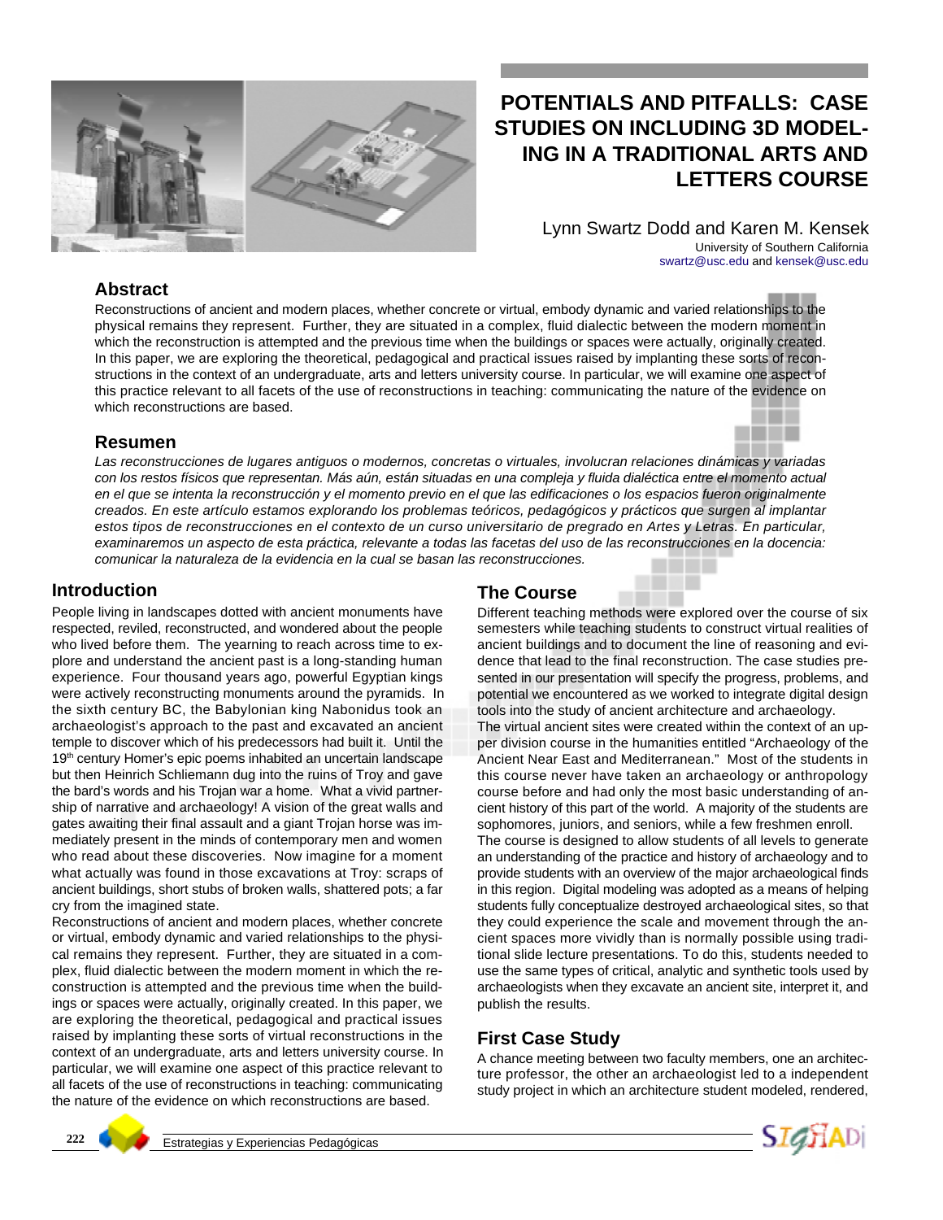# POTENTIALS AND PITFALLS: CASE STUDIES ON INCLUDING 3D MODELING IN A TRADITIONAL ARTS AND LETTERS COURSE

Lynn Swartz Dodd and Karen M. Kensek
University of Southern California
swartz@usc.edu and kensek@usc.edu

## Abstract

Reconstructions of ancient and modern places, whether concrete or virtual, embody dynamic and varied relationships to the physical remains they represent. Further, they are situated in a complex, fluid dialectic between the modern moment in which the reconstruction is attempted and the previous time when the buildings or spaces were actually, originally created. In this paper, we are exploring the theoretical, pedagogical and practical issues raised by implanting these sorts of reconstructions in the context of an undergraduate, arts and letters university course. In particular, we will examine one aspect of this practice relevant to all facets of the use of reconstructions in teaching: communicating the nature of the evidence on which reconstructions are based.

## Resumen

*Las reconstrucciones de lugares antiguos o modernos, concretas o virtuales, involucran relaciones dinámicas y variadas con los restos físicos que representan. Más aún, están situadas en una compleja y fluida dialéctica entre el momento actual en el que se intenta la reconstrucción y el momento previo en el que las edificaciones o los espacios fueron originalmente creados. En este artículo estamos explorando los problemas teóricos, pedagógicos y prácticos que surgen al implantar estos tipos de reconstrucciones en el contexto de un curso universitario de pregrado en Artes y Letras. En particular, examinaremos un aspecto de esta práctica, relevante a todas las facetas del uso de las reconstrucciones en la docencia: comunicar la naturaleza de la evidencia en la cual se basan las reconstrucciones.*

## Introduction

People living in landscapes dotted with ancient monuments have respected, reviled, reconstructed, and wondered about the people who lived before them. The yearning to reach across time to explore and understand the ancient past is a long-standing human experience. Four thousand years ago, powerful Egyptian kings were actively reconstructing monuments around the pyramids. In the sixth century BC, the Babylonian king Nabonidus took an archaeologist's approach to the past and excavated an ancient temple to discover which of his predecessors had built it. Until the 19th century Homer's epic poems inhabited an uncertain landscape but then Heinrich Schliemann dug into the ruins of Troy and gave the bard's words and his Trojan war a home. What a vivid partnership of narrative and archaeology! A vision of the great walls and gates awaiting their final assault and a giant Trojan horse was immediately present in the minds of contemporary men and women who read about these discoveries. Now imagine for a moment what actually was found in those excavations at Troy: scraps of ancient buildings, short stubs of broken walls, shattered pots; a far cry from the imagined state.

Reconstructions of ancient and modern places, whether concrete or virtual, embody dynamic and varied relationships to the physical remains they represent. Further, they are situated in a complex, fluid dialectic between the modern moment in which the reconstruction is attempted and the previous time when the buildings or spaces were actually, originally created. In this paper, we are exploring the theoretical, pedagogical and practical issues raised by implanting these sorts of virtual reconstructions in the context of an undergraduate, arts and letters university course. In particular, we will examine one aspect of this practice relevant to all facets of the use of reconstructions in teaching: communicating the nature of the evidence on which reconstructions are based.

## The Course

Different teaching methods were explored over the course of six semesters while teaching students to construct virtual realities of ancient buildings and to document the line of reasoning and evidence that lead to the final reconstruction. The case studies presented in our presentation will specify the progress, problems, and potential we encountered as we worked to integrate digital design tools into the study of ancient architecture and archaeology.

The virtual ancient sites were created within the context of an upper division course in the humanities entitled "Archaeology of the Ancient Near East and Mediterranean." Most of the students in this course never have taken an archaeology or anthropology course before and had only the most basic understanding of ancient history of this part of the world. A majority of the students are sophomores, juniors, and seniors, while a few freshmen enroll.

The course is designed to allow students of all levels to generate an understanding of the practice and history of archaeology and to provide students with an overview of the major archaeological finds in this region. Digital modeling was adopted as a means of helping students fully conceptualize destroyed archaeological sites, so that they could experience the scale and movement through the ancient spaces more vividly than is normally possible using traditional slide lecture presentations. To do this, students needed to use the same types of critical, analytic and synthetic tools used by archaeologists when they excavate an ancient site, interpret it, and publish the results.

## First Case Study

A chance meeting between two faculty members, one an architecture professor, the other an archaeologist led to a independent study project in which an architecture student modeled, rendered,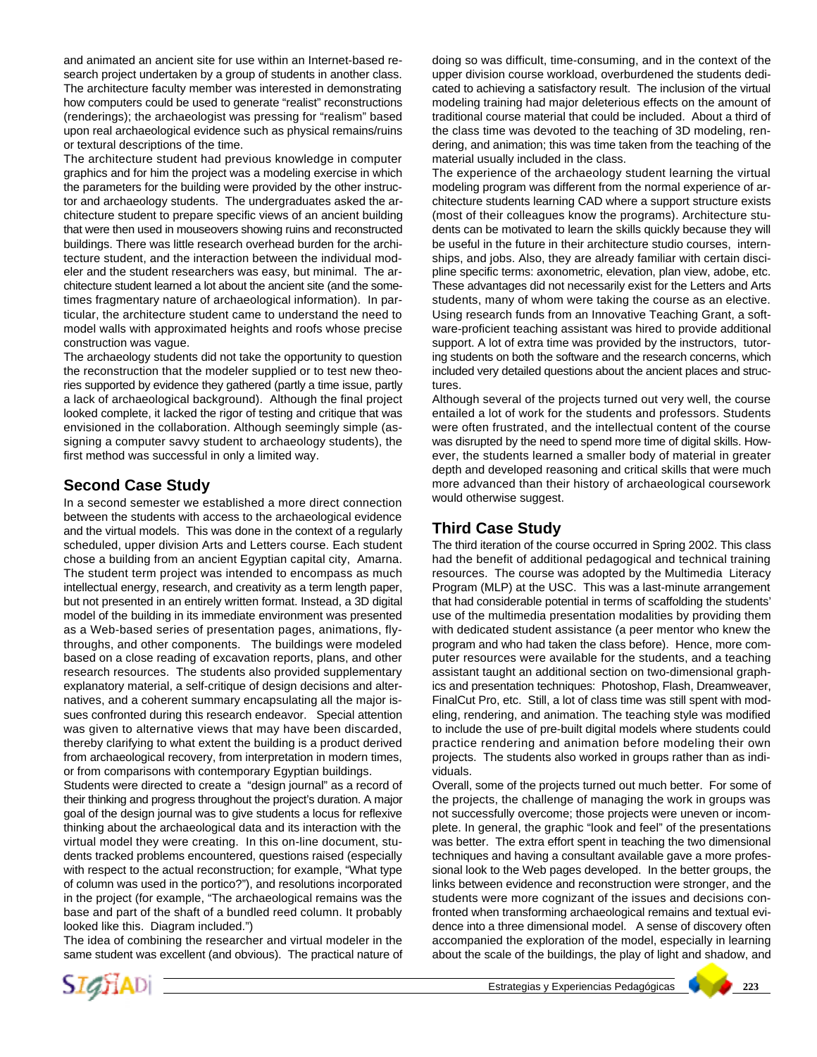and animated an ancient site for use within an Internet-based research project undertaken by a group of students in another class. The architecture faculty member was interested in demonstrating how computers could be used to generate "realist" reconstructions (renderings); the archaeologist was pressing for "realism" based upon real archaeological evidence such as physical remains/ruins or textural descriptions of the time.

The architecture student had previous knowledge in computer graphics and for him the project was a modeling exercise in which the parameters for the building were provided by the other instructor and archaeology students. The undergraduates asked the architecture student to prepare specific views of an ancient building that were then used in mouseovers showing ruins and reconstructed buildings. There was little research overhead burden for the architecture student, and the interaction between the individual modeler and the student researchers was easy, but minimal. The architecture student learned a lot about the ancient site (and the sometimes fragmentary nature of archaeological information). In particular, the architecture student came to understand the need to model walls with approximated heights and roofs whose precise construction was vague.

The archaeology students did not take the opportunity to question the reconstruction that the modeler supplied or to test new theories supported by evidence they gathered (partly a time issue, partly a lack of archaeological background). Although the final project looked complete, it lacked the rigor of testing and critique that was envisioned in the collaboration. Although seemingly simple (assigning a computer savvy student to archaeology students), the first method was successful in only a limited way.

## Second Case Study

In a second semester we established a more direct connection between the students with access to the archaeological evidence and the virtual models. This was done in the context of a regularly scheduled, upper division Arts and Letters course. Each student chose a building from an ancient Egyptian capital city, Amarna. The student term project was intended to encompass as much intellectual energy, research, and creativity as a term length paper, but not presented in an entirely written format. Instead, a 3D digital model of the building in its immediate environment was presented as a Web-based series of presentation pages, animations, fly-throughs, and other components. The buildings were modeled based on a close reading of excavation reports, plans, and other research resources. The students also provided supplementary explanatory material, a self-critique of design decisions and alternatives, and a coherent summary encapsulating all the major issues confronted during this research endeavor. Special attention was given to alternative views that may have been discarded, thereby clarifying to what extent the building is a product derived from archaeological recovery, from interpretation in modern times, or from comparisons with contemporary Egyptian buildings.

Students were directed to create a "design journal" as a record of their thinking and progress throughout the project's duration. A major goal of the design journal was to give students a locus for reflexive thinking about the archaeological data and its interaction with the virtual model they were creating. In this on-line document, students tracked problems encountered, questions raised (especially with respect to the actual reconstruction; for example, "What type of column was used in the portico?"), and resolutions incorporated in the project (for example, "The archaeological remains was the base and part of the shaft of a bundled reed column. It probably looked like this. Diagram included.")

The idea of combining the researcher and virtual modeler in the same student was excellent (and obvious). The practical nature of doing so was difficult, time-consuming, and in the context of the upper division course workload, overburdened the students dedicated to achieving a satisfactory result. The inclusion of the virtual modeling training had major deleterious effects on the amount of traditional course material that could be included. About a third of the class time was devoted to the teaching of 3D modeling, rendering, and animation; this was time taken from the teaching of the material usually included in the class.

The experience of the archaeology student learning the virtual modeling program was different from the normal experience of architecture students learning CAD where a support structure exists (most of their colleagues know the programs). Architecture students can be motivated to learn the skills quickly because they will be useful in the future in their architecture studio courses, internships, and jobs. Also, they are already familiar with certain discipline specific terms: axonometric, elevation, plan view, adobe, etc. These advantages did not necessarily exist for the Letters and Arts students, many of whom were taking the course as an elective. Using research funds from an Innovative Teaching Grant, a software-proficient teaching assistant was hired to provide additional support. A lot of extra time was provided by the instructors, tutoring students on both the software and the research concerns, which included very detailed questions about the ancient places and structures.

Although several of the projects turned out very well, the course entailed a lot of work for the students and professors. Students were often frustrated, and the intellectual content of the course was disrupted by the need to spend more time of digital skills. However, the students learned a smaller body of material in greater depth and developed reasoning and critical skills that were much more advanced than their history of archaeological coursework would otherwise suggest.

## Third Case Study

The third iteration of the course occurred in Spring 2002. This class had the benefit of additional pedagogical and technical training resources. The course was adopted by the Multimedia Literacy Program (MLP) at the USC. This was a last-minute arrangement that had considerable potential in terms of scaffolding the students' use of the multimedia presentation modalities by providing them with dedicated student assistance (a peer mentor who knew the program and who had taken the class before). Hence, more computer resources were available for the students, and a teaching assistant taught an additional section on two-dimensional graphics and presentation techniques: Photoshop, Flash, Dreamweaver, FinalCut Pro, etc. Still, a lot of class time was still spent with modeling, rendering, and animation. The teaching style was modified to include the use of pre-built digital models where students could practice rendering and animation before modeling their own projects. The students also worked in groups rather than as individuals.

Overall, some of the projects turned out much better. For some of the projects, the challenge of managing the work in groups was not successfully overcome; those projects were uneven or incomplete. In general, the graphic "look and feel" of the presentations was better. The extra effort spent in teaching the two dimensional techniques and having a consultant available gave a more professional look to the Web pages developed. In the better groups, the links between evidence and reconstruction were stronger, and the students were more cognizant of the issues and decisions confronted when transforming archaeological remains and textual evidence into a three dimensional model. A sense of discovery often accompanied the exploration of the model, especially in learning about the scale of the buildings, the play of light and shadow, and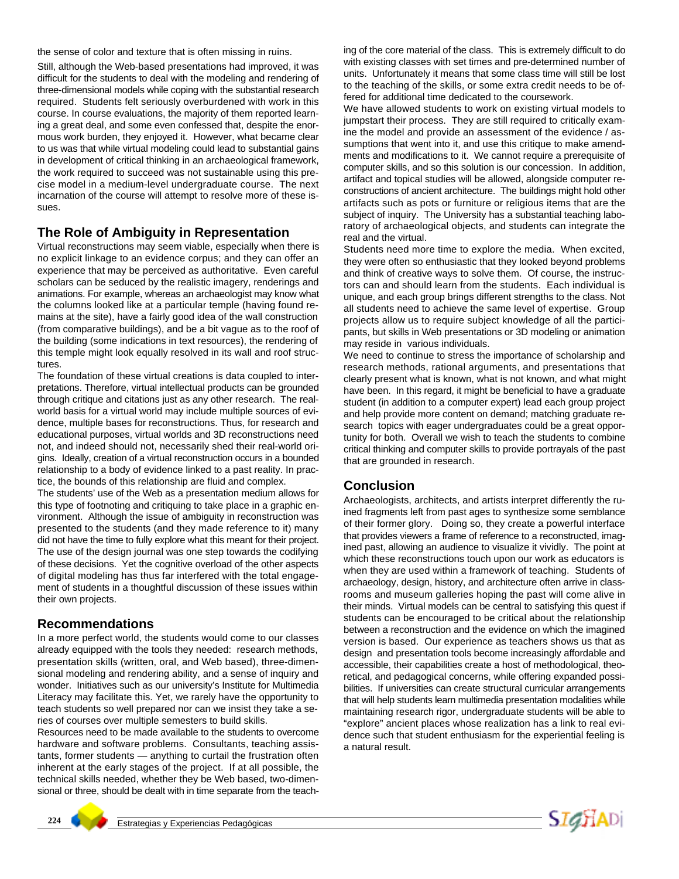the sense of color and texture that is often missing in ruins.

Still, although the Web-based presentations had improved, it was difficult for the students to deal with the modeling and rendering of three-dimensional models while coping with the substantial research required. Students felt seriously overburdened with work in this course. In course evaluations, the majority of them reported learning a great deal, and some even confessed that, despite the enormous work burden, they enjoyed it. However, what became clear to us was that while virtual modeling could lead to substantial gains in development of critical thinking in an archaeological framework, the work required to succeed was not sustainable using this precise model in a medium-level undergraduate course. The next incarnation of the course will attempt to resolve more of these issues.

## The Role of Ambiguity in Representation

Virtual reconstructions may seem viable, especially when there is no explicit linkage to an evidence corpus; and they can offer an experience that may be perceived as authoritative. Even careful scholars can be seduced by the realistic imagery, renderings and animations. For example, whereas an archaeologist may know what the columns looked like at a particular temple (having found remains at the site), have a fairly good idea of the wall construction (from comparative buildings), and be a bit vague as to the roof of the building (some indications in text resources), the rendering of this temple might look equally resolved in its wall and roof structures.

The foundation of these virtual creations is data coupled to interpretations. Therefore, virtual intellectual products can be grounded through critique and citations just as any other research. The real-world basis for a virtual world may include multiple sources of evidence, multiple bases for reconstructions. Thus, for research and educational purposes, virtual worlds and 3D reconstructions need not, and indeed should not, necessarily shed their real-world origins. Ideally, creation of a virtual reconstruction occurs in a bounded relationship to a body of evidence linked to a past reality. In practice, the bounds of this relationship are fluid and complex.

The students' use of the Web as a presentation medium allows for this type of footnoting and critiquing to take place in a graphic environment. Although the issue of ambiguity in reconstruction was presented to the students (and they made reference to it) many did not have the time to fully explore what this meant for their project. The use of the design journal was one step towards the codifying of these decisions. Yet the cognitive overload of the other aspects of digital modeling has thus far interfered with the total engagement of students in a thoughtful discussion of these issues within their own projects.

## Recommendations

In a more perfect world, the students would come to our classes already equipped with the tools they needed: research methods, presentation skills (written, oral, and Web based), three-dimensional modeling and rendering ability, and a sense of inquiry and wonder. Initiatives such as our university's Institute for Multimedia Literacy may facilitate this. Yet, we rarely have the opportunity to teach students so well prepared nor can we insist they take a series of courses over multiple semesters to build skills.

Resources need to be made available to the students to overcome hardware and software problems. Consultants, teaching assistants, former students — anything to curtail the frustration often inherent at the early stages of the project. If at all possible, the technical skills needed, whether they be Web based, two-dimensional or three, should be dealt with in time separate from the teaching of the core material of the class. This is extremely difficult to do with existing classes with set times and pre-determined number of units. Unfortunately it means that some class time will still be lost to the teaching of the skills, or some extra credit needs to be offered for additional time dedicated to the coursework.

We have allowed students to work on existing virtual models to jumpstart their process. They are still required to critically examine the model and provide an assessment of the evidence / assumptions that went into it, and use this critique to make amendments and modifications to it. We cannot require a prerequisite of computer skills, and so this solution is our concession. In addition, artifact and topical studies will be allowed, alongside computer reconstructions of ancient architecture. The buildings might hold other artifacts such as pots or furniture or religious items that are the subject of inquiry. The University has a substantial teaching laboratory of archaeological objects, and students can integrate the real and the virtual.

Students need more time to explore the media. When excited, they were often so enthusiastic that they looked beyond problems and think of creative ways to solve them. Of course, the instructors can and should learn from the students. Each individual is unique, and each group brings different strengths to the class. Not all students need to achieve the same level of expertise. Group projects allow us to require subject knowledge of all the participants, but skills in Web presentations or 3D modeling or animation may reside in various individuals.

We need to continue to stress the importance of scholarship and research methods, rational arguments, and presentations that clearly present what is known, what is not known, and what might have been. In this regard, it might be beneficial to have a graduate student (in addition to a computer expert) lead each group project and help provide more content on demand; matching graduate research topics with eager undergraduates could be a great opportunity for both. Overall we wish to teach the students to combine critical thinking and computer skills to provide portrayals of the past that are grounded in research.

## Conclusion

Archaeologists, architects, and artists interpret differently the ruined fragments left from past ages to synthesize some semblance of their former glory. Doing so, they create a powerful interface that provides viewers a frame of reference to a reconstructed, imagined past, allowing an audience to visualize it vividly. The point at which these reconstructions touch upon our work as educators is when they are used within a framework of teaching. Students of archaeology, design, history, and architecture often arrive in classrooms and museum galleries hoping the past will come alive in their minds. Virtual models can be central to satisfying this quest if students can be encouraged to be critical about the relationship between a reconstruction and the evidence on which the imagined version is based. Our experience as teachers shows us that as design and presentation tools become increasingly affordable and accessible, their capabilities create a host of methodological, theoretical, and pedagogical concerns, while offering expanded possibilities. If universities can create structural curricular arrangements that will help students learn multimedia presentation modalities while maintaining research rigor, undergraduate students will be able to "explore" ancient places whose realization has a link to real evidence such that student enthusiasm for the experiential feeling is a natural result.